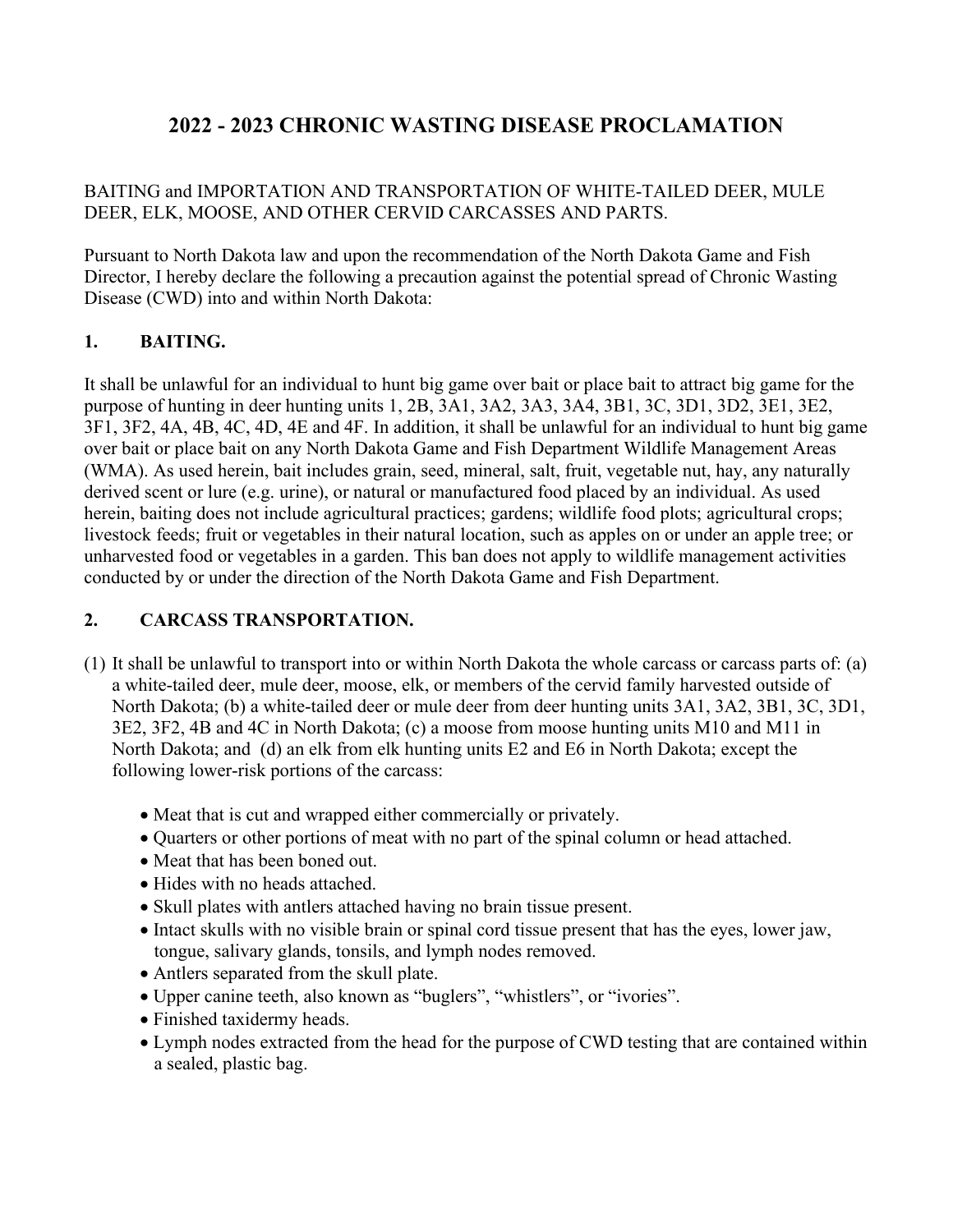# 2022 - 2023 CHRONIC WASTING DISEASE PROCLAMATION

BAITING and IMPORTATION AND TRANSPORTATION OF WHITE-TAILED DEER, MULE DEER, ELK, MOOSE, AND OTHER CERVID CARCASSES AND PARTS.

Pursuant to North Dakota law and upon the recommendation of the North Dakota Game and Fish Director, I hereby declare the following a precaution against the potential spread of Chronic Wasting Disease (CWD) into and within North Dakota:

## 1. BAITING.

It shall be unlawful for an individual to hunt big game over bait or place bait to attract big game for the purpose of hunting in deer hunting units 1, 2B, 3A1, 3A2, 3A3, 3A4, 3B1, 3C, 3D1, 3D2, 3E1, 3E2, 3F1, 3F2, 4A, 4B, 4C, 4D, 4E and 4F. In addition, it shall be unlawful for an individual to hunt big game over bait or place bait on any North Dakota Game and Fish Department Wildlife Management Areas (WMA). As used herein, bait includes grain, seed, mineral, salt, fruit, vegetable nut, hay, any naturally derived scent or lure (e.g. urine), or natural or manufactured food placed by an individual. As used herein, baiting does not include agricultural practices; gardens; wildlife food plots; agricultural crops; livestock feeds; fruit or vegetables in their natural location, such as apples on or under an apple tree; or unharvested food or vegetables in a garden. This ban does not apply to wildlife management activities conducted by or under the direction of the North Dakota Game and Fish Department.

## 2. CARCASS TRANSPORTATION.

(1) It shall be unlawful to transport into or within North Dakota the whole carcass or carcass parts of: (a) a white-tailed deer, mule deer, moose, elk, or members of the cervid family harvested outside of North Dakota; (b) a white-tailed deer or mule deer from deer hunting units 3A1, 3A2, 3B1, 3C, 3D1, 3E2, 3F2, 4B and 4C in North Dakota; (c) a moose from moose hunting units M10 and M11 in North Dakota; and (d) an elk from elk hunting units E2 and E6 in North Dakota; except the following lower-risk portions of the carcass:

- Meat that is cut and wrapped either commercially or privately.
- Quarters or other portions of meat with no part of the spinal column or head attached.
- Meat that has been boned out.
- Hides with no heads attached.
- Skull plates with antlers attached having no brain tissue present.
- Intact skulls with no visible brain or spinal cord tissue present that has the eyes, lower jaw, tongue, salivary glands, tonsils, and lymph nodes removed.
- Antlers separated from the skull plate.
- Upper canine teeth, also known as "buglers", "whistlers", or "ivories".
- Finished taxidermy heads.
- Lymph nodes extracted from the head for the purpose of CWD testing that are contained within a sealed, plastic bag.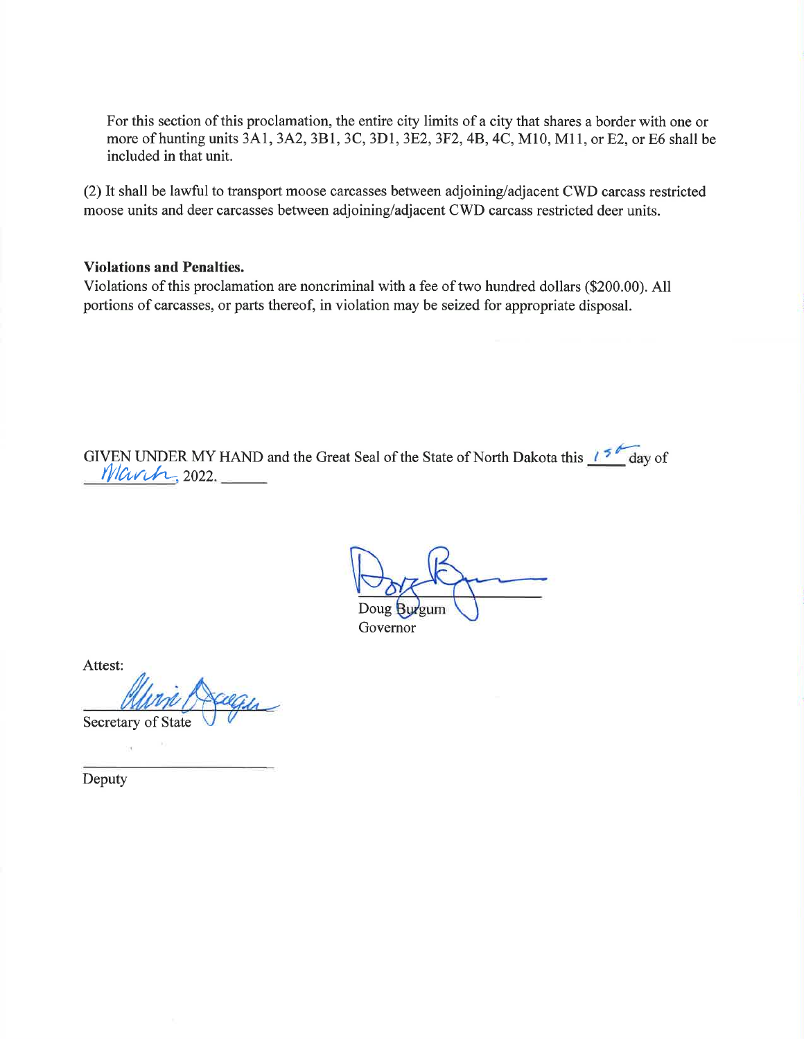For this section of this proclamation, the entire city limits of a city that shares a border with one or more of hunting units 3A1, 3A2, 3B1, 3C, 3D1, 3E2, 3F2, 4B, 4C, M10, M11, or E2, or E6 shall be included in that unit.

(2) It shall be lawful to transport moose carcasses between adjoining/adjacent CWD carcass restricted moose units and deer carcasses between adjoining/adjacent CWD carcass restricted deer units.

**Violations and Penalties.**

Violations of this proclamation are noncriminal with a fee of two hundred dollars ($200.00). All portions of carcasses, or parts thereof, in violation may be seized for appropriate disposal.

GIVEN UNDER MY HAND and the Great Seal of the State of North Dakota this 15th day of March, 2022.

Doug Burgum
Governor

Attest:

Secretary of State

Deputy